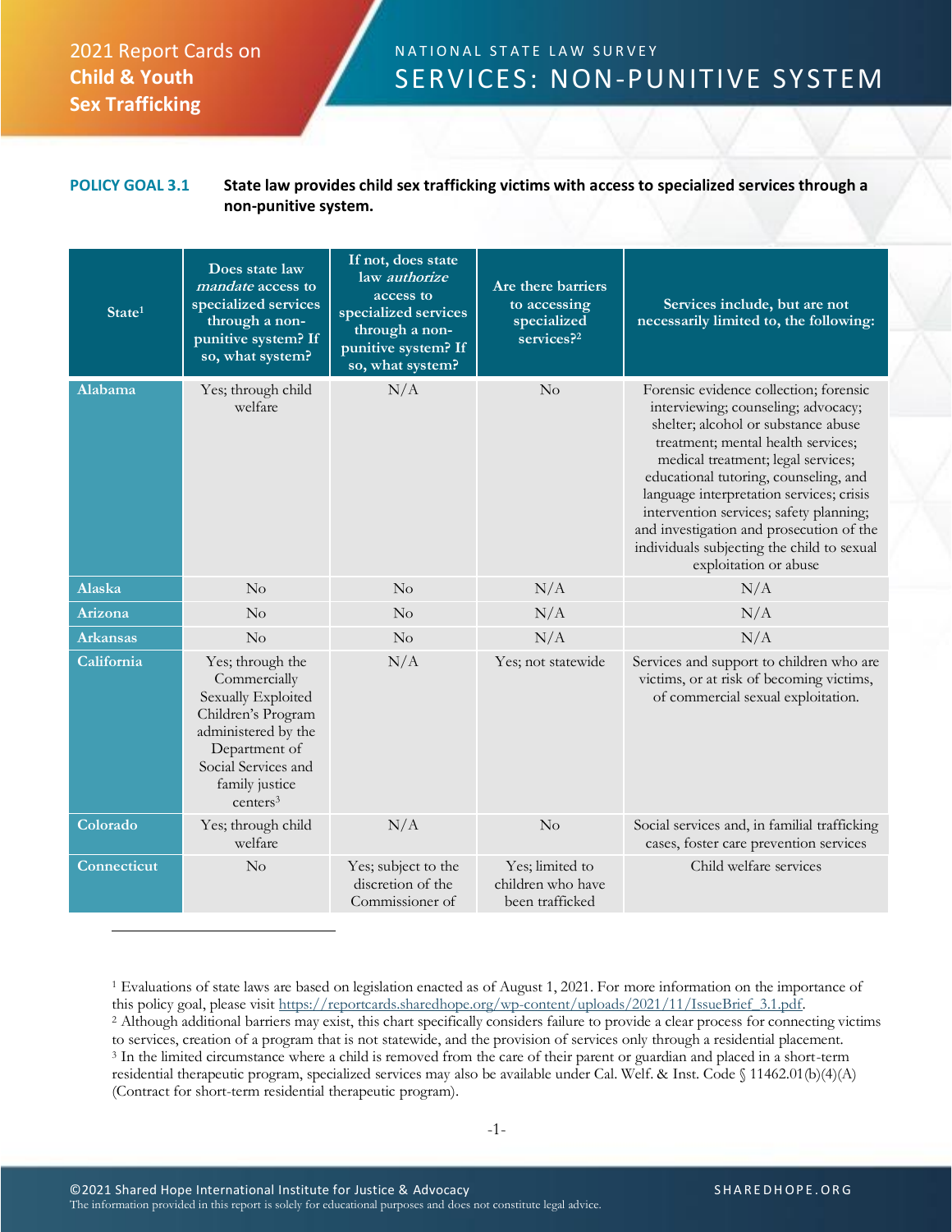2021 Report Cards on **Child & Youth Sex Trafficking**

NATIONAL STATE LAW SURVEY

# SERVICES: NON-PUNITIVE SYSTEM

**POLICY GOAL 3.1** **State law provides child sex trafficking victims with access to specialized services through a non-punitive system.**

| State[1] | Does state law *mandate* access to specialized services through a non-punitive system? If so, what system? | If not, does state law *authorize* access to specialized services through a non-punitive system? If so, what system? | Are there barriers to accessing specialized services?[2] | Services include, but are not necessarily limited to, the following: |
|---|---|---|---|---|
| Alabama | Yes; through child welfare | N/A | No | Forensic evidence collection; forensic interviewing; counseling; advocacy; shelter; alcohol or substance abuse treatment; mental health services; medical treatment; legal services; educational tutoring, counseling, and language interpretation services; crisis intervention services; safety planning; and investigation and prosecution of the individuals subjecting the child to sexual exploitation or abuse |
| Alaska | No | No | N/A | N/A |
| Arizona | No | No | N/A | N/A |
| Arkansas | No | No | N/A | N/A |
| California | Yes; through the Commercially Sexually Exploited Children's Program administered by the Department of Social Services and family justice centers[3] | N/A | Yes; not statewide | Services and support to children who are victims, or at risk of becoming victims, of commercial sexual exploitation. |
| Colorado | Yes; through child welfare | N/A | No | Social services and, in familial trafficking cases, foster care prevention services |
| Connecticut | No | Yes; subject to the discretion of the Commissioner of | Yes; limited to children who have been trafficked | Child welfare services |

[1] Evaluations of state laws are based on legislation enacted as of August 1, 2021. For more information on the importance of this policy goal, please visit https://reportcards.sharedhope.org/wp-content/uploads/2021/11/IssueBrief_3.1.pdf.

[2] Although additional barriers may exist, this chart specifically considers failure to provide a clear process for connecting victims to services, creation of a program that is not statewide, and the provision of services only through a residential placement.

[3] In the limited circumstance where a child is removed from the care of their parent or guardian and placed in a short-term residential therapeutic program, specialized services may also be available under Cal. Welf. & Inst. Code § 11462.01(b)(4)(A) (Contract for short-term residential therapeutic program).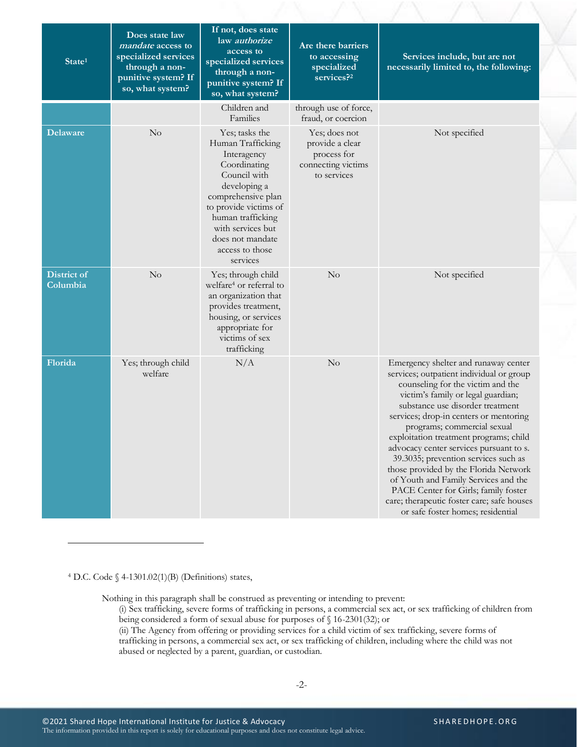| State[1] | Does state law *mandate* access to specialized services through a non-punitive system? If so, what system? | If not, does state law *authorize* access to specialized services through a non-punitive system? If so, what system? | Are there barriers to accessing specialized services?[2] | Services include, but are not necessarily limited to, the following: |
|---|---|---|---|---|
| | | Children and Families | through use of force, fraud, or coercion | |
| **Delaware** | No | Yes; tasks the Human Trafficking Interagency Coordinating Council with developing a comprehensive plan to provide victims of human trafficking with services but does not mandate access to those services | Yes; does not provide a clear process for connecting victims to services | Not specified |
| **District of Columbia** | No | Yes; through child welfare[4] or referral to an organization that provides treatment, housing, or services appropriate for victims of sex trafficking | No | Not specified |
| **Florida** | Yes; through child welfare | N/A | No | Emergency shelter and runaway center services; outpatient individual or group counseling for the victim and the victim's family or legal guardian; substance use disorder treatment services; drop-in centers or mentoring programs; commercial sexual exploitation treatment programs; child advocacy center services pursuant to s. 39.3035; prevention services such as those provided by the Florida Network of Youth and Family Services and the PACE Center for Girls; family foster care; therapeutic foster care; safe houses or safe foster homes; residential |

[4] D.C. Code § 4-1301.02(1)(B) (Definitions) states,

> Nothing in this paragraph shall be construed as preventing or intending to prevent:
> (i) Sex trafficking, severe forms of trafficking in persons, a commercial sex act, or sex trafficking of children from being considered a form of sexual abuse for purposes of § 16-2301(32); or
> (ii) The Agency from offering or providing services for a child victim of sex trafficking, severe forms of trafficking in persons, a commercial sex act, or sex trafficking of children, including where the child was not abused or neglected by a parent, guardian, or custodian.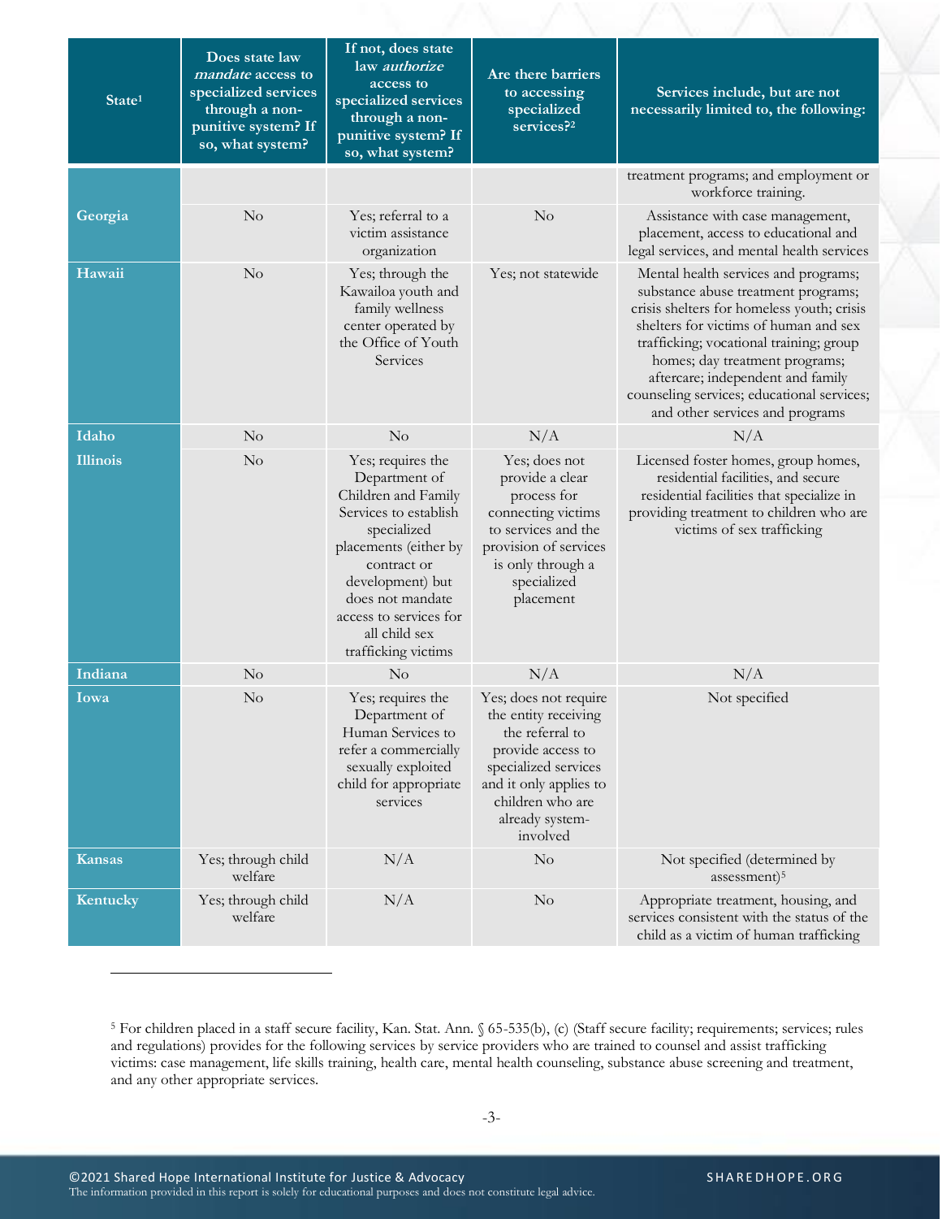| State[1] | Does state law *mandate* access to specialized services through a non-punitive system? If so, what system? | If not, does state law *authorize* access to specialized services through a non-punitive system? If so, what system? | Are there barriers to accessing specialized services?[2] | Services include, but are not necessarily limited to, the following: |
|---|---|---|---|---|
| | | | | treatment programs; and employment or workforce training. |
| Georgia | No | Yes; referral to a victim assistance organization | No | Assistance with case management, placement, access to educational and legal services, and mental health services |
| Hawaii | No | Yes; through the Kawailoa youth and family wellness center operated by the Office of Youth Services | Yes; not statewide | Mental health services and programs; substance abuse treatment programs; crisis shelters for homeless youth; crisis shelters for victims of human and sex trafficking; vocational training; group homes; day treatment programs; aftercare; independent and family counseling services; educational services; and other services and programs |
| Idaho | No | No | N/A | N/A |
| Illinois | No | Yes; requires the Department of Children and Family Services to establish specialized placements (either by contract or development) but does not mandate access to services for all child sex trafficking victims | Yes; does not provide a clear process for connecting victims to services and the provision of services is only through a specialized placement | Licensed foster homes, group homes, residential facilities, and secure residential facilities that specialize in providing treatment to children who are victims of sex trafficking |
| Indiana | No | No | N/A | N/A |
| Iowa | No | Yes; requires the Department of Human Services to refer a commercially sexually exploited child for appropriate services | Yes; does not require the entity receiving the referral to provide access to specialized services and it only applies to children who are already system-involved | Not specified |
| Kansas | Yes; through child welfare | N/A | No | Not specified (determined by assessment)[5] |
| Kentucky | Yes; through child welfare | N/A | No | Appropriate treatment, housing, and services consistent with the status of the child as a victim of human trafficking |

[5] For children placed in a staff secure facility, Kan. Stat. Ann. § 65-535(b), (c) (Staff secure facility; requirements; services; rules and regulations) provides for the following services by service providers who are trained to counsel and assist trafficking victims: case management, life skills training, health care, mental health counseling, substance abuse screening and treatment, and any other appropriate services.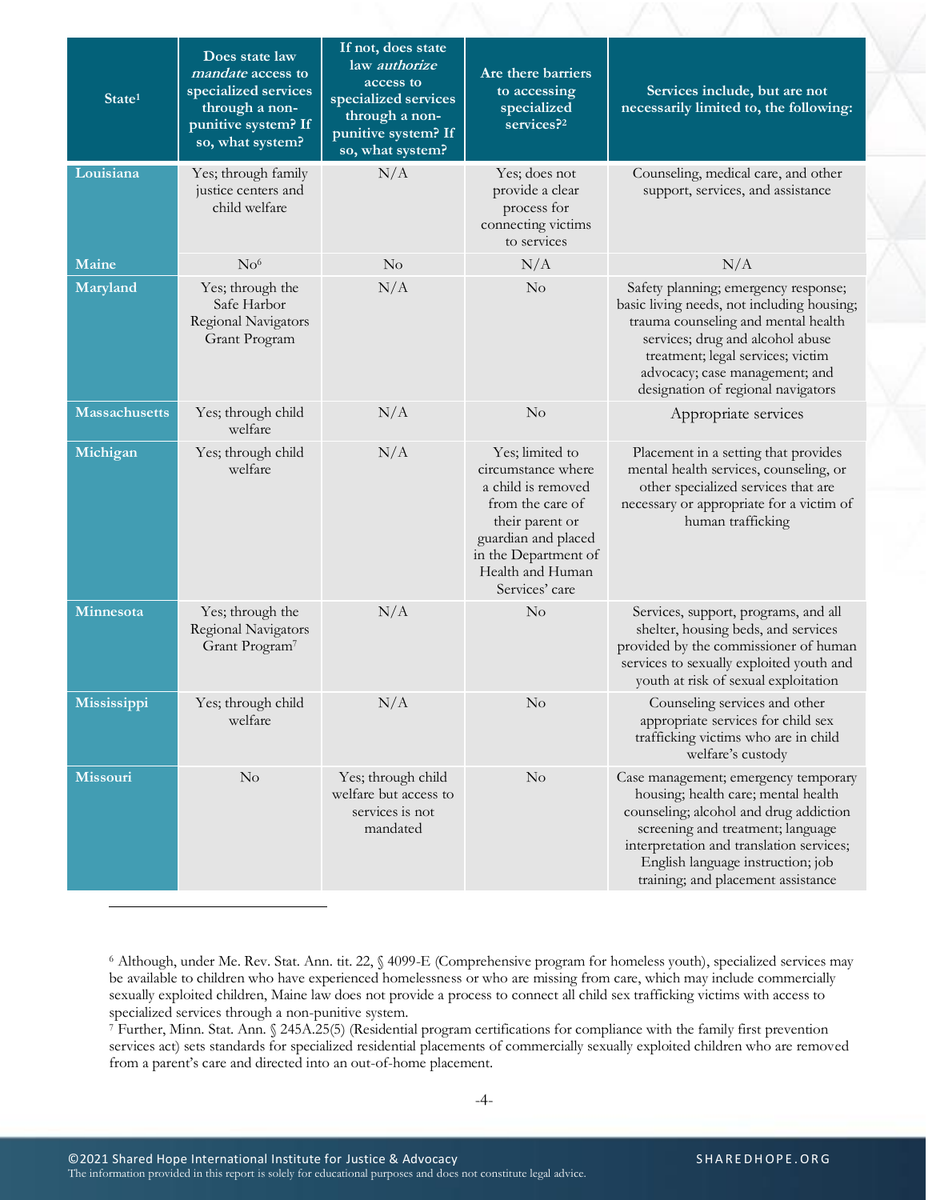| State[1] | Does state law *mandate* access to specialized services through a non-punitive system? If so, what system? | If not, does state law *authorize* access to specialized services through a non-punitive system? If so, what system? | Are there barriers to accessing specialized services?[2] | Services include, but are not necessarily limited to, the following: |
|---|---|---|---|---|
| **Louisiana** | Yes; through family justice centers and child welfare | N/A | Yes; does not provide a clear process for connecting victims to services | Counseling, medical care, and other support, services, and assistance |
| **Maine** | No[6] | No | N/A | N/A |
| **Maryland** | Yes; through the Safe Harbor Regional Navigators Grant Program | N/A | No | Safety planning; emergency response; basic living needs, not including housing; trauma counseling and mental health services; drug and alcohol abuse treatment; legal services; victim advocacy; case management; and designation of regional navigators |
| **Massachusetts** | Yes; through child welfare | N/A | No | Appropriate services |
| **Michigan** | Yes; through child welfare | N/A | Yes; limited to circumstance where a child is removed from the care of their parent or guardian and placed in the Department of Health and Human Services' care | Placement in a setting that provides mental health services, counseling, or other specialized services that are necessary or appropriate for a victim of human trafficking |
| **Minnesota** | Yes; through the Regional Navigators Grant Program[7] | N/A | No | Services, support, programs, and all shelter, housing beds, and services provided by the commissioner of human services to sexually exploited youth and youth at risk of sexual exploitation |
| **Mississippi** | Yes; through child welfare | N/A | No | Counseling services and other appropriate services for child sex trafficking victims who are in child welfare's custody |
| **Missouri** | No | Yes; through child welfare but access to services is not mandated | No | Case management; emergency temporary housing; health care; mental health counseling; alcohol and drug addiction screening and treatment; language interpretation and translation services; English language instruction; job training; and placement assistance |

[6] Although, under Me. Rev. Stat. Ann. tit. 22, § 4099-E (Comprehensive program for homeless youth), specialized services may be available to children who have experienced homelessness or who are missing from care, which may include commercially sexually exploited children, Maine law does not provide a process to connect all child sex trafficking victims with access to specialized services through a non-punitive system.

[7] Further, Minn. Stat. Ann. § 245A.25(5) (Residential program certifications for compliance with the family first prevention services act) sets standards for specialized residential placements of commercially sexually exploited children who are removed from a parent's care and directed into an out-of-home placement.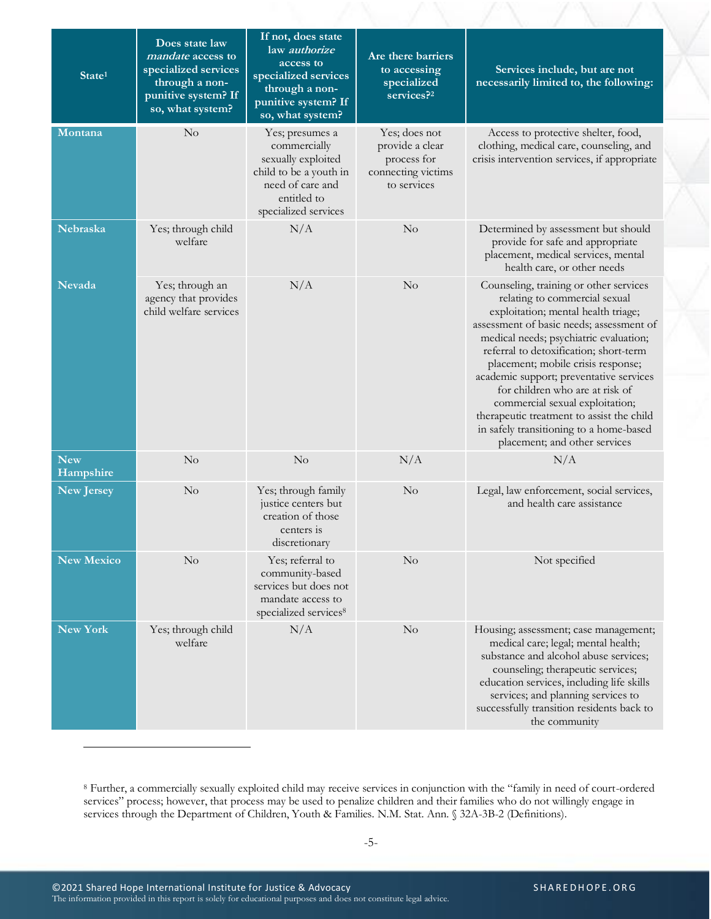| State[1] | Does state law *mandate* access to specialized services through a non-punitive system? If so, what system? | If not, does state law *authorize* access to specialized services through a non-punitive system? If so, what system? | Are there barriers to accessing specialized services?[2] | Services include, but are not necessarily limited to, the following: |
|---|---|---|---|---|
| Montana | No | Yes; presumes a commercially sexually exploited child to be a youth in need of care and entitled to specialized services | Yes; does not provide a clear process for connecting victims to services | Access to protective shelter, food, clothing, medical care, counseling, and crisis intervention services, if appropriate |
| Nebraska | Yes; through child welfare | N/A | No | Determined by assessment but should provide for safe and appropriate placement, medical services, mental health care, or other needs |
| Nevada | Yes; through an agency that provides child welfare services | N/A | No | Counseling, training or other services relating to commercial sexual exploitation; mental health triage; assessment of basic needs; assessment of medical needs; psychiatric evaluation; referral to detoxification; short-term placement; mobile crisis response; academic support; preventative services for children who are at risk of commercial sexual exploitation; therapeutic treatment to assist the child in safely transitioning to a home-based placement; and other services |
| New Hampshire | No | No | N/A | N/A |
| New Jersey | No | Yes; through family justice centers but creation of those centers is discretionary | No | Legal, law enforcement, social services, and health care assistance |
| New Mexico | No | Yes; referral to community-based services but does not mandate access to specialized services[8] | No | Not specified |
| New York | Yes; through child welfare | N/A | No | Housing; assessment; case management; medical care; legal; mental health; substance and alcohol abuse services; counseling; therapeutic services; education services, including life skills services; and planning services to successfully transition residents back to the community |

[8] Further, a commercially sexually exploited child may receive services in conjunction with the "family in need of court-ordered services" process; however, that process may be used to penalize children and their families who do not willingly engage in services through the Department of Children, Youth & Families. N.M. Stat. Ann. § 32A-3B-2 (Definitions).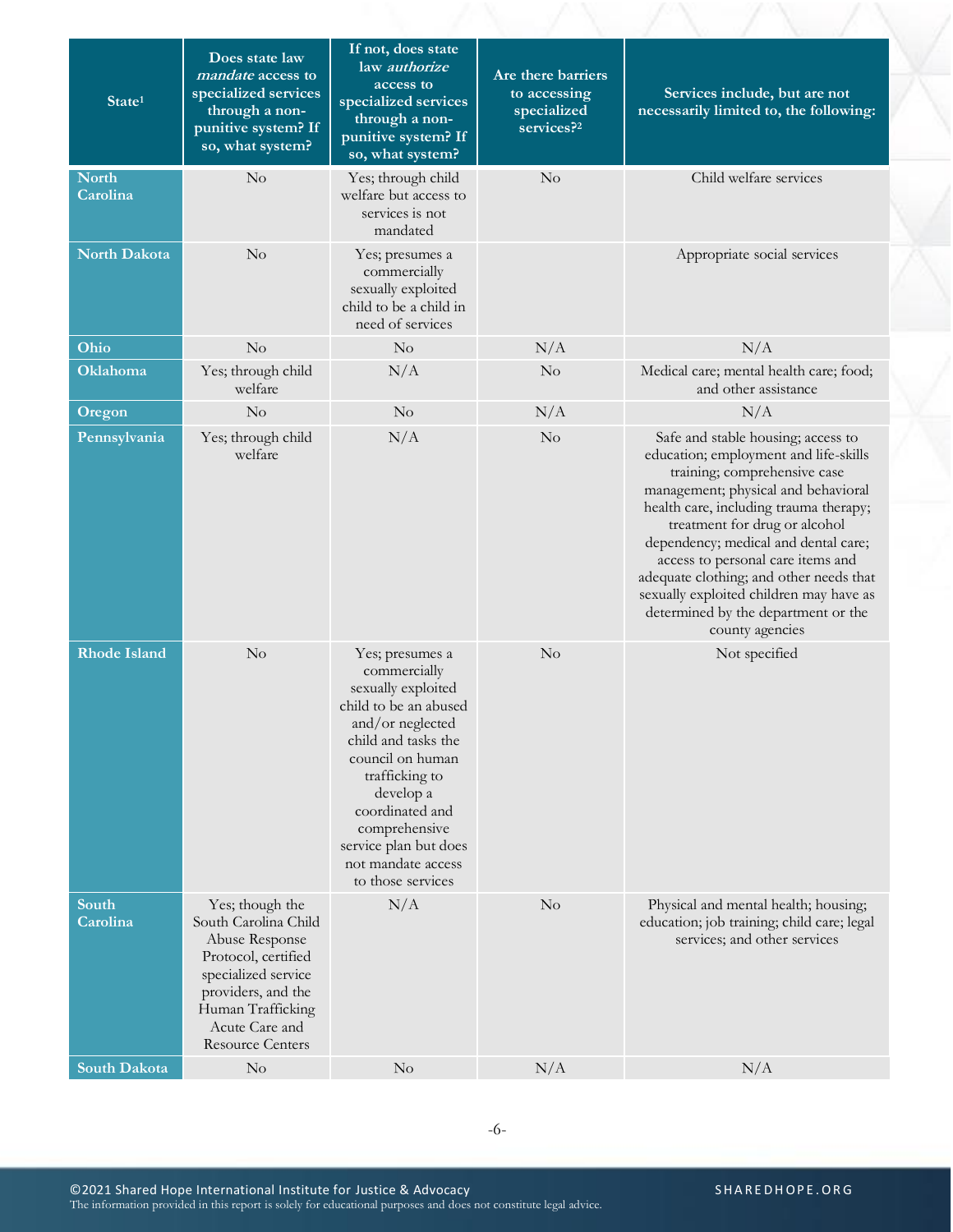| State[1] | Does state law *mandate* access to specialized services through a non-punitive system? If so, what system? | If not, does state law *authorize* access to specialized services through a non-punitive system? If so, what system? | Are there barriers to accessing specialized services?[2] | Services include, but are not necessarily limited to, the following: |
|---|---|---|---|---|
| **North Carolina** | No | Yes; through child welfare but access to services is not mandated | No | Child welfare services |
| **North Dakota** | No | Yes; presumes a commercially sexually exploited child to be a child in need of services | | Appropriate social services |
| **Ohio** | No | No | N/A | N/A |
| **Oklahoma** | Yes; through child welfare | N/A | No | Medical care; mental health care; food; and other assistance |
| **Oregon** | No | No | N/A | N/A |
| **Pennsylvania** | Yes; through child welfare | N/A | No | Safe and stable housing; access to education; employment and life-skills training; comprehensive case management; physical and behavioral health care, including trauma therapy; treatment for drug or alcohol dependency; medical and dental care; access to personal care items and adequate clothing; and other needs that sexually exploited children may have as determined by the department or the county agencies |
| **Rhode Island** | No | Yes; presumes a commercially sexually exploited child to be an abused and/or neglected child and tasks the council on human trafficking to develop a coordinated and comprehensive service plan but does not mandate access to those services | No | Not specified |
| **South Carolina** | Yes; though the South Carolina Child Abuse Response Protocol, certified specialized service providers, and the Human Trafficking Acute Care and Resource Centers | N/A | No | Physical and mental health; housing; education; job training; child care; legal services; and other services |
| **South Dakota** | No | No | N/A | N/A |

©2021 Shared Hope International Institute for Justice & Advocacy
The information provided in this report is solely for educational purposes and does not constitute legal advice.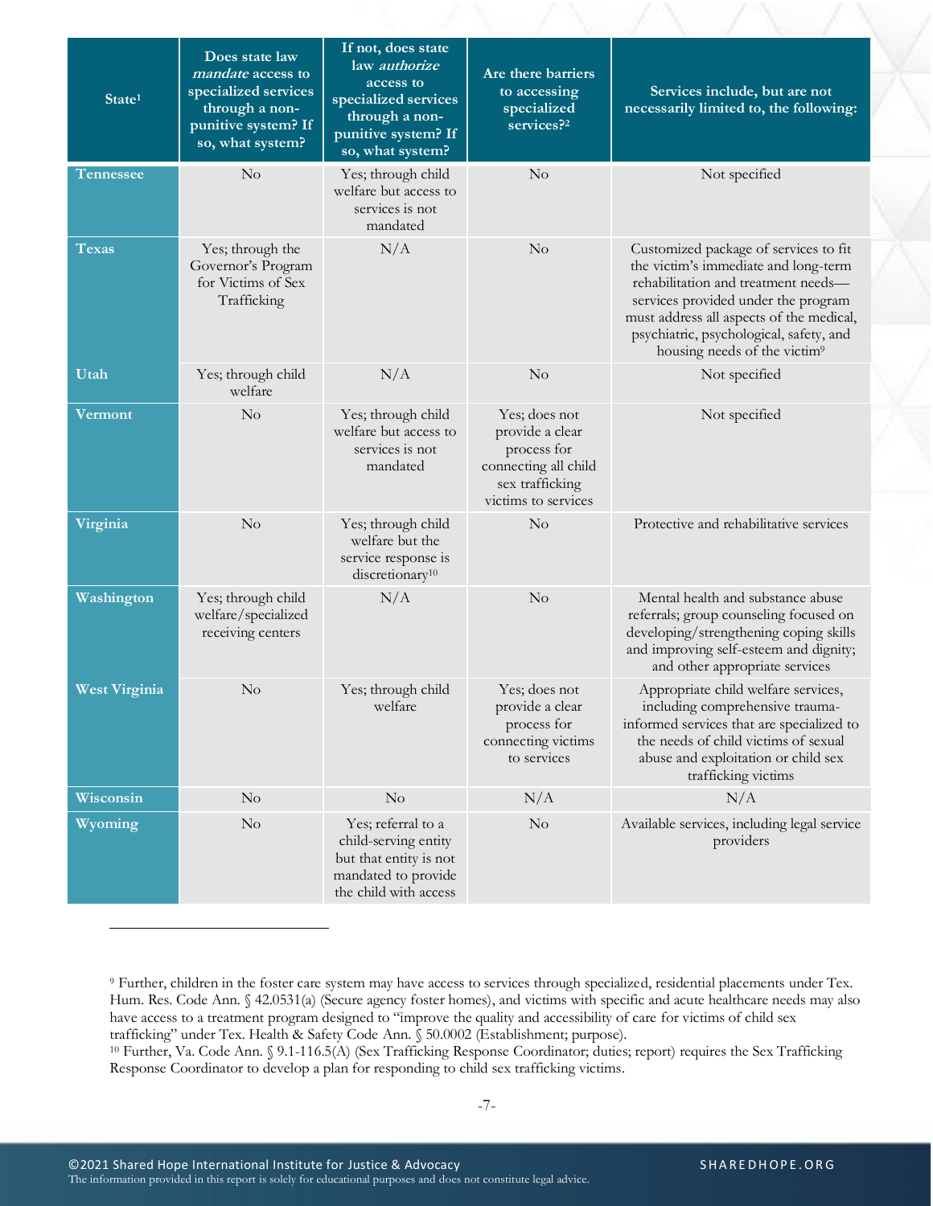| State[1] | Does state law *mandate* access to specialized services through a non-punitive system? If so, what system? | If not, does state law *authorize* access to specialized services through a non-punitive system? If so, what system? | Are there barriers to accessing specialized services?[2] | Services include, but are not necessarily limited to, the following: |
|---|---|---|---|---|
| Tennessee | No | Yes; through child welfare but access to services is not mandated | No | Not specified |
| Texas | Yes; through the Governor's Program for Victims of Sex Trafficking | N/A | No | Customized package of services to fit the victim's immediate and long-term rehabilitation and treatment needs—services provided under the program must address all aspects of the medical, psychiatric, psychological, safety, and housing needs of the victim[9] |
| Utah | Yes; through child welfare | N/A | No | Not specified |
| Vermont | No | Yes; through child welfare but access to services is not mandated | Yes; does not provide a clear process for connecting all child sex trafficking victims to services | Not specified |
| Virginia | No | Yes; through child welfare but the service response is discretionary[10] | No | Protective and rehabilitative services |
| Washington | Yes; through child welfare/specialized receiving centers | N/A | No | Mental health and substance abuse referrals; group counseling focused on developing/strengthening coping skills and improving self-esteem and dignity; and other appropriate services |
| West Virginia | No | Yes; through child welfare | Yes; does not provide a clear process for connecting victims to services | Appropriate child welfare services, including comprehensive trauma-informed services that are specialized to the needs of child victims of sexual abuse and exploitation or child sex trafficking victims |
| Wisconsin | No | No | N/A | N/A |
| Wyoming | No | Yes; referral to a child-serving entity but that entity is not mandated to provide the child with access | No | Available services, including legal service providers |

[9] Further, children in the foster care system may have access to services through specialized, residential placements under Tex. Hum. Res. Code Ann. § 42.0531(a) (Secure agency foster homes), and victims with specific and acute healthcare needs may also have access to a treatment program designed to "improve the quality and accessibility of care for victims of child sex trafficking" under Tex. Health & Safety Code Ann. § 50.0002 (Establishment; purpose).

[10] Further, Va. Code Ann. § 9.1-116.5(A) (Sex Trafficking Response Coordinator; duties; report) requires the Sex Trafficking Response Coordinator to develop a plan for responding to child sex trafficking victims.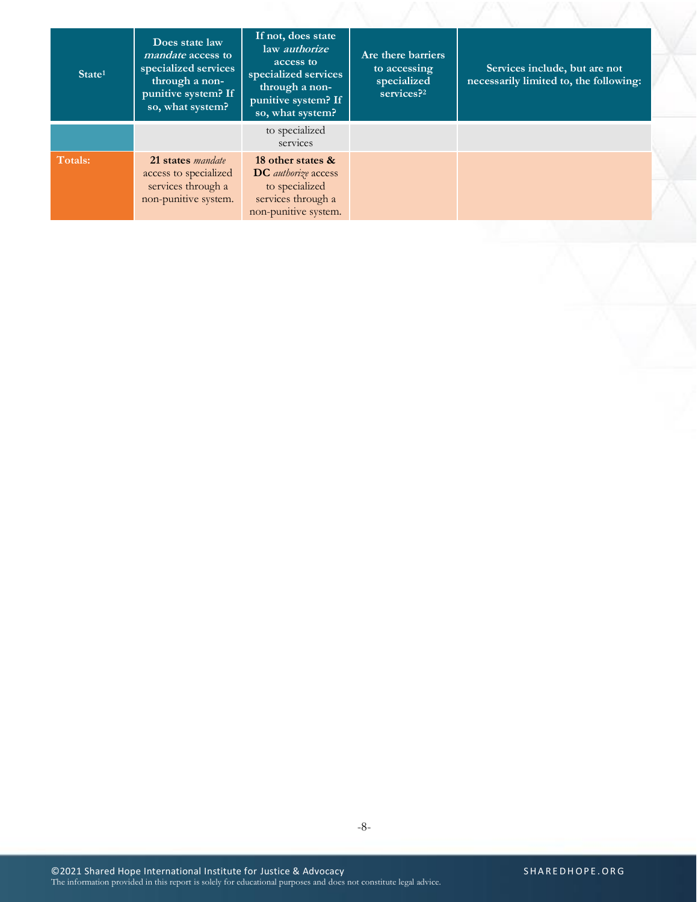| State[1] | Does state law *mandate* access to specialized services through a non-punitive system? If so, what system? | If not, does state law *authorize* access to specialized services through a non-punitive system? If so, what system? | Are there barriers to accessing specialized services?[2] | Services include, but are not necessarily limited to, the following: |
|---|---|---|---|---|
| | | to specialized services | | |
| Totals: | **21 states** *mandate* access to specialized services through a non-punitive system. | **18 other states & DC** *authorize* access to specialized services through a non-punitive system. | | |

©2021 Shared Hope International Institute for Justice & Advocacy
The information provided in this report is solely for educational purposes and does not constitute legal advice.